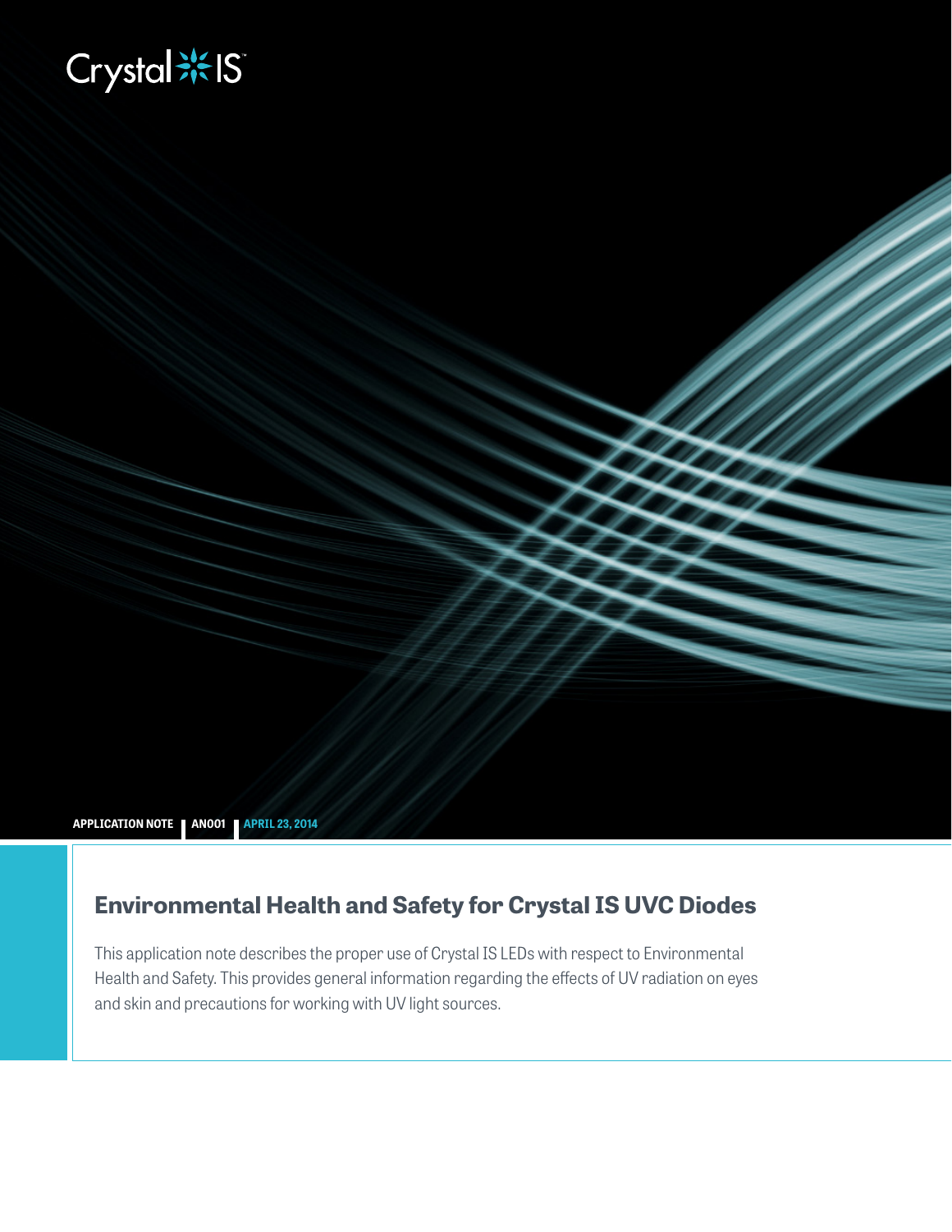Crystal IS

APPLICATION NOTE | AN001 | APRIL 23, 2014

# Environmental Health and Safety for Crystal IS UVC Diodes

This application note describes the proper use of Crystal IS LEDs with respect to Environmental Health and Safety. This provides general information regarding the effects of UV radiation on eyes and skin and precautions for working with UV light sources.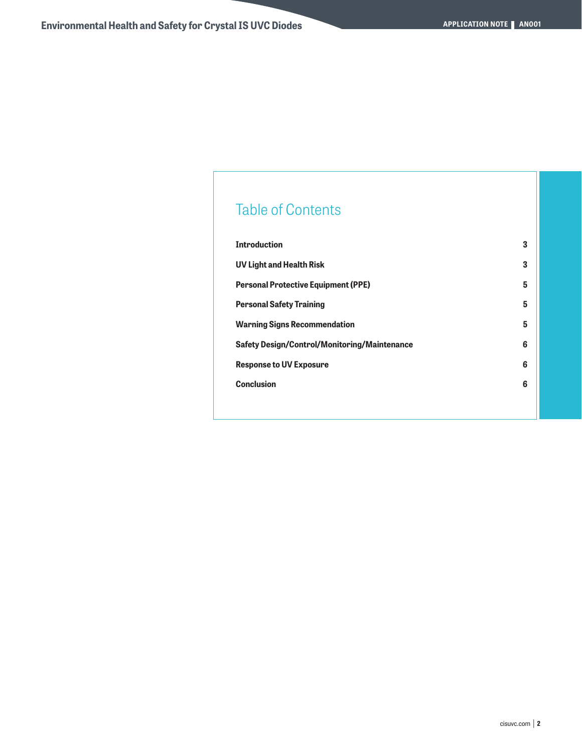## Table of Contents

| | |
|---|---|
| **Introduction** | **3** |
| **UV Light and Health Risk** | **3** |
| **Personal Protective Equipment (PPE)** | **5** |
| **Personal Safety Training** | **5** |
| **Warning Signs Recommendation** | **5** |
| **Safety Design/Control/Monitoring/Maintenance** | **6** |
| **Response to UV Exposure** | **6** |
| **Conclusion** | **6** |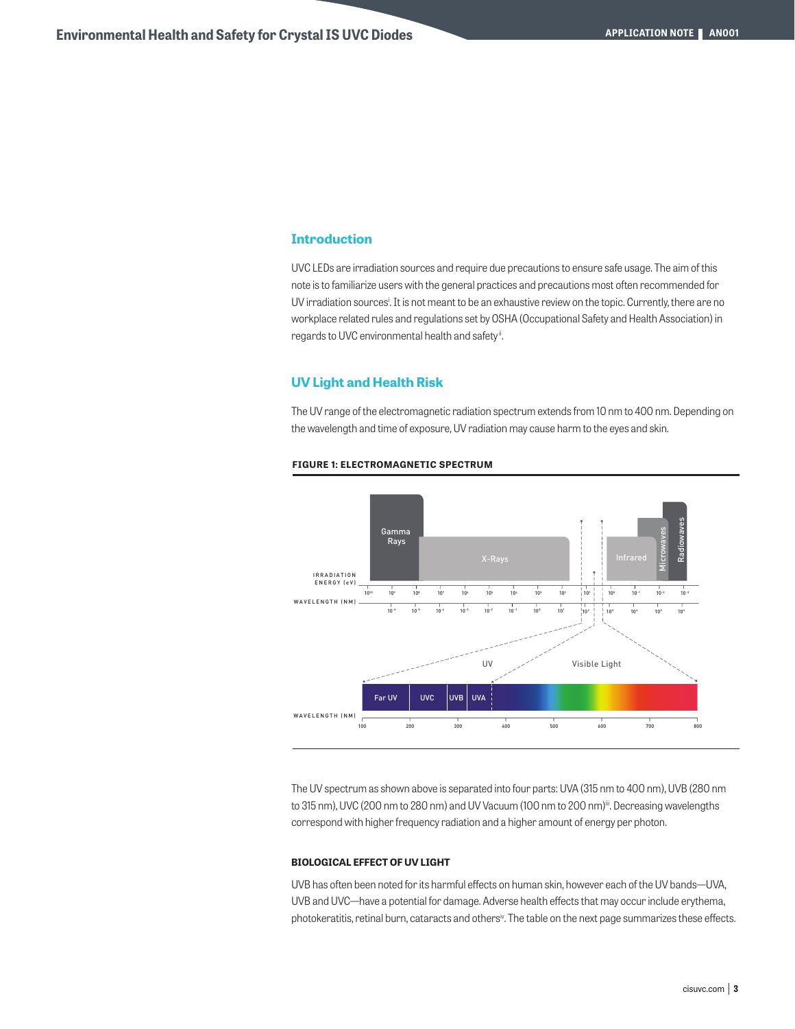## Introduction

UVC LEDs are irradiation sources and require due precautions to ensure safe usage. The aim of this note is to familiarize users with the general practices and precautions most often recommended for UV irradiation sources[i]. It is not meant to be an exhaustive review on the topic. Currently, there are no workplace related rules and regulations set by OSHA (Occupational Safety and Health Association) in regards to UVC environmental health and safety[ii].

## UV Light and Health Risk

The UV range of the electromagnetic radiation spectrum extends from 10 nm to 400 nm. Depending on the wavelength and time of exposure, UV radiation may cause harm to the eyes and skin.

**FIGURE 1: ELECTROMAGNETIC SPECTRUM**

The UV spectrum as shown above is separated into four parts: UVA (315 nm to 400 nm), UVB (280 nm to 315 nm), UVC (200 nm to 280 nm) and UV Vacuum (100 nm to 200 nm)[iii]. Decreasing wavelengths correspond with higher frequency radiation and a higher amount of energy per photon.

### BIOLOGICAL EFFECT OF UV LIGHT

UVB has often been noted for its harmful effects on human skin, however each of the UV bands—UVA, UVB and UVC—have a potential for damage. Adverse health effects that may occur include erythema, photokeratitis, retinal burn, cataracts and others[iv]. The table on the next page summarizes these effects.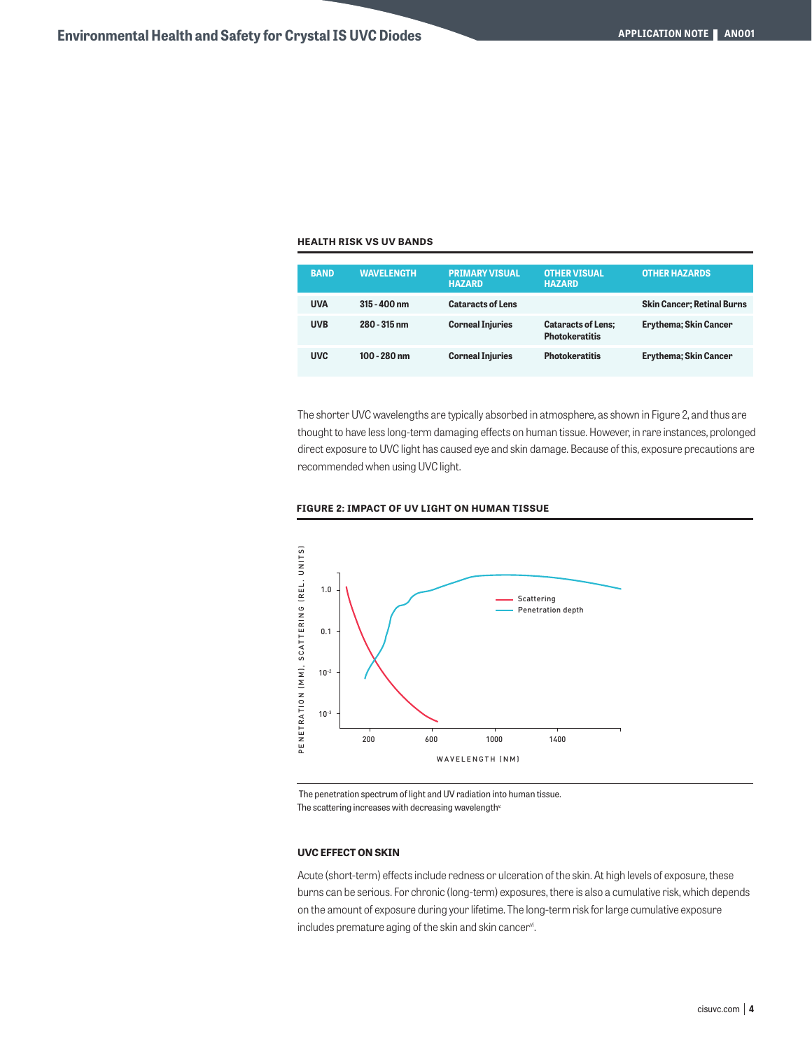**HEALTH RISK VS UV BANDS**

| BAND | WAVELENGTH | PRIMARY VISUAL HAZARD | OTHER VISUAL HAZARD | OTHER HAZARDS |
|---|---|---|---|---|
| UVA | 315 - 400 nm | Cataracts of Lens | | Skin Cancer; Retinal Burns |
| UVB | 280 - 315 nm | Corneal Injuries | Cataracts of Lens; Photokeratitis | Erythema; Skin Cancer |
| UVC | 100 - 280 nm | Corneal Injuries | Photokeratitis | Erythema; Skin Cancer |

The shorter UVC wavelengths are typically absorbed in atmosphere, as shown in Figure 2, and thus are thought to have less long-term damaging effects on human tissue. However, in rare instances, prolonged direct exposure to UVC light has caused eye and skin damage. Because of this, exposure precautions are recommended when using UVC light.

**FIGURE 2: IMPACT OF UV LIGHT ON HUMAN TISSUE**

The penetration spectrum of light and UV radiation into human tissue.
The scattering increases with decreasing wavelength[v].

### UVC EFFECT ON SKIN

Acute (short-term) effects include redness or ulceration of the skin. At high levels of exposure, these burns can be serious. For chronic (long-term) exposures, there is also a cumulative risk, which depends on the amount of exposure during your lifetime. The long-term risk for large cumulative exposure includes premature aging of the skin and skin cancer[vi].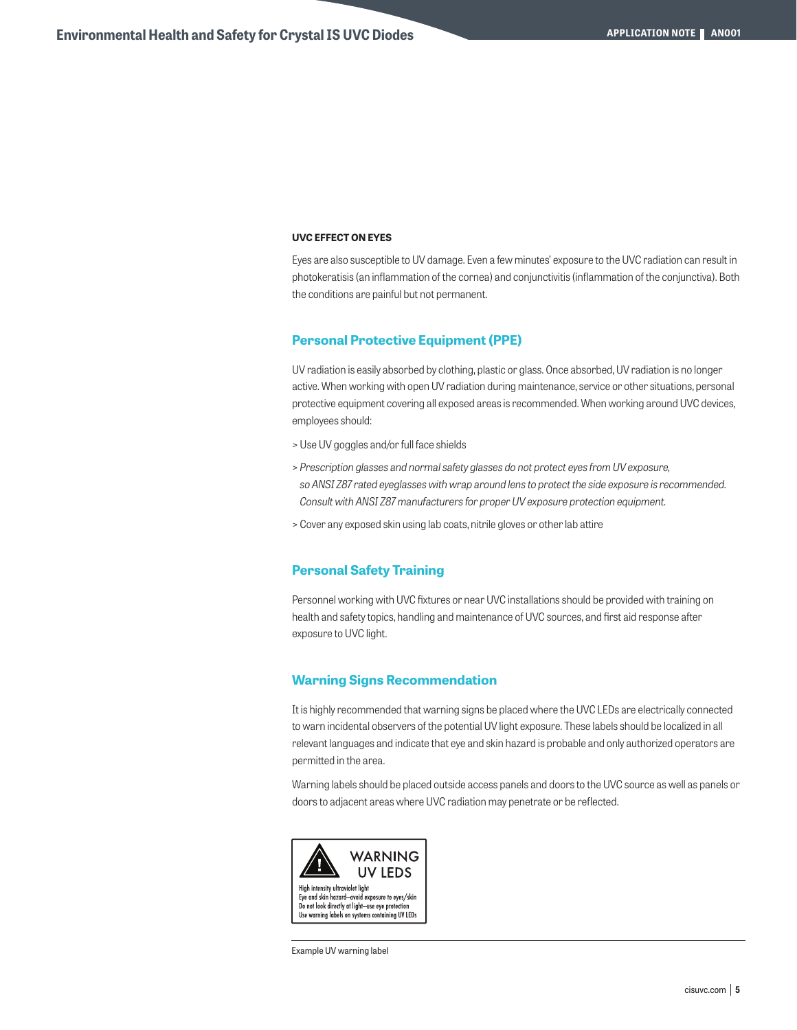#### UVC EFFECT ON EYES

Eyes are also susceptible to UV damage. Even a few minutes' exposure to the UVC radiation can result in photokeratisis (an inflammation of the cornea) and conjunctivitis (inflammation of the conjunctiva). Both the conditions are painful but not permanent.

## Personal Protective Equipment (PPE)

UV radiation is easily absorbed by clothing, plastic or glass. Once absorbed, UV radiation is no longer active. When working with open UV radiation during maintenance, service or other situations, personal protective equipment covering all exposed areas is recommended. When working around UVC devices, employees should:

> Use UV goggles and/or full face shields

> *Prescription glasses and normal safety glasses do not protect eyes from UV exposure, so ANSI Z87 rated eyeglasses with wrap around lens to protect the side exposure is recommended. Consult with ANSI Z87 manufacturers for proper UV exposure protection equipment.*

> Cover any exposed skin using lab coats, nitrile gloves or other lab attire

## Personal Safety Training

Personnel working with UVC fixtures or near UVC installations should be provided with training on health and safety topics, handling and maintenance of UVC sources, and first aid response after exposure to UVC light.

## Warning Signs Recommendation

It is highly recommended that warning signs be placed where the UVC LEDs are electrically connected to warn incidental observers of the potential UV light exposure. These labels should be localized in all relevant languages and indicate that eye and skin hazard is probable and only authorized operators are permitted in the area.

Warning labels should be placed outside access panels and doors to the UVC source as well as panels or doors to adjacent areas where UVC radiation may penetrate or be reflected.

**WARNING**
**UV LEDS**

High intensity ultraviolet light
Eye and skin hazard—avoid exposure to eyes/skin
Do not look directly at light—use eye protection
Use warning labels on systems containing UV LEDs

Example UV warning label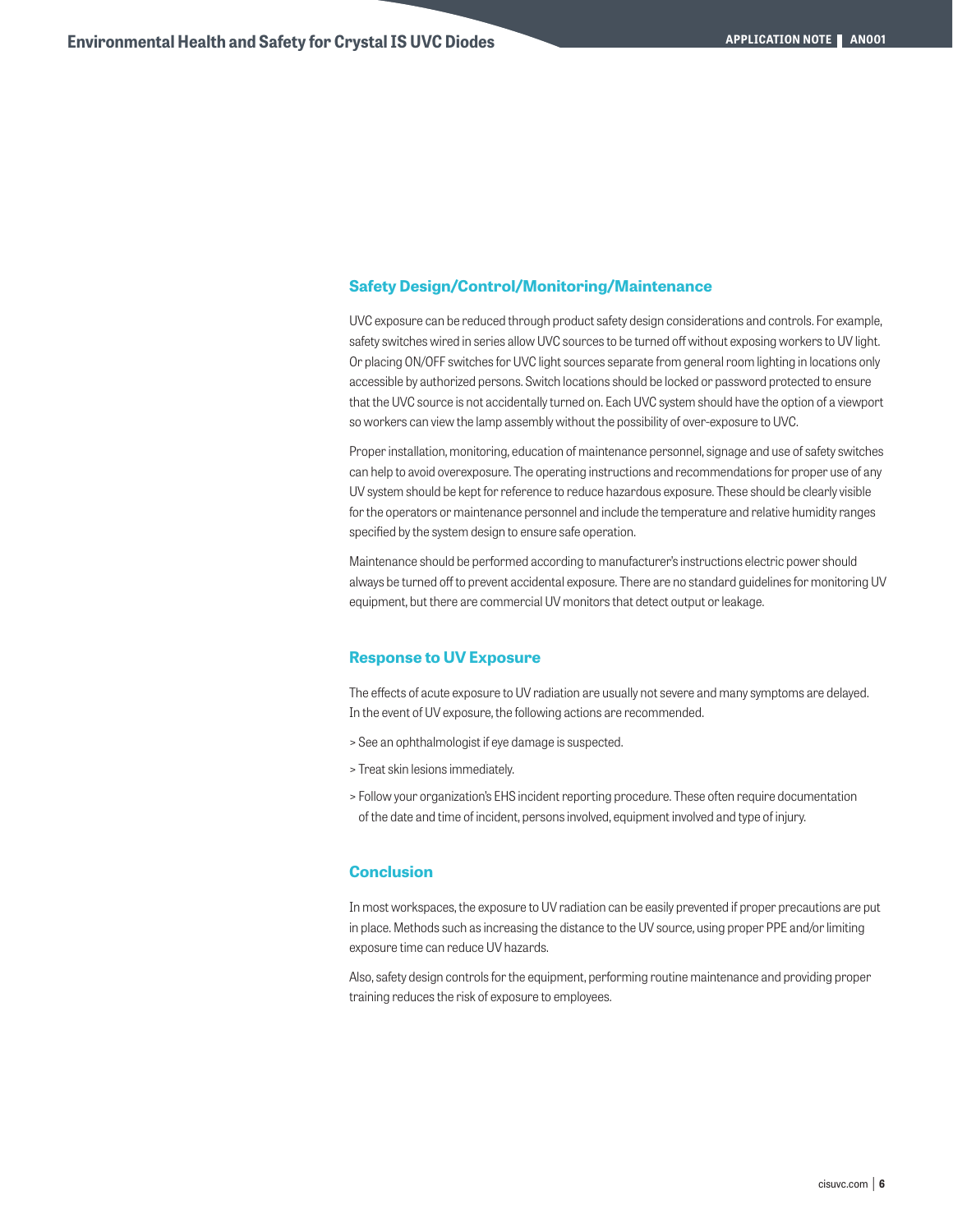## Safety Design/Control/Monitoring/Maintenance

UVC exposure can be reduced through product safety design considerations and controls. For example, safety switches wired in series allow UVC sources to be turned off without exposing workers to UV light. Or placing ON/OFF switches for UVC light sources separate from general room lighting in locations only accessible by authorized persons. Switch locations should be locked or password protected to ensure that the UVC source is not accidentally turned on. Each UVC system should have the option of a viewport so workers can view the lamp assembly without the possibility of over-exposure to UVC.

Proper installation, monitoring, education of maintenance personnel, signage and use of safety switches can help to avoid overexposure. The operating instructions and recommendations for proper use of any UV system should be kept for reference to reduce hazardous exposure. These should be clearly visible for the operators or maintenance personnel and include the temperature and relative humidity ranges specified by the system design to ensure safe operation.

Maintenance should be performed according to manufacturer's instructions electric power should always be turned off to prevent accidental exposure. There are no standard guidelines for monitoring UV equipment, but there are commercial UV monitors that detect output or leakage.

## Response to UV Exposure

The effects of acute exposure to UV radiation are usually not severe and many symptoms are delayed. In the event of UV exposure, the following actions are recommended.

> See an ophthalmologist if eye damage is suspected.

> Treat skin lesions immediately.

> Follow your organization's EHS incident reporting procedure. These often require documentation of the date and time of incident, persons involved, equipment involved and type of injury.

## Conclusion

In most workspaces, the exposure to UV radiation can be easily prevented if proper precautions are put in place. Methods such as increasing the distance to the UV source, using proper PPE and/or limiting exposure time can reduce UV hazards.

Also, safety design controls for the equipment, performing routine maintenance and providing proper training reduces the risk of exposure to employees.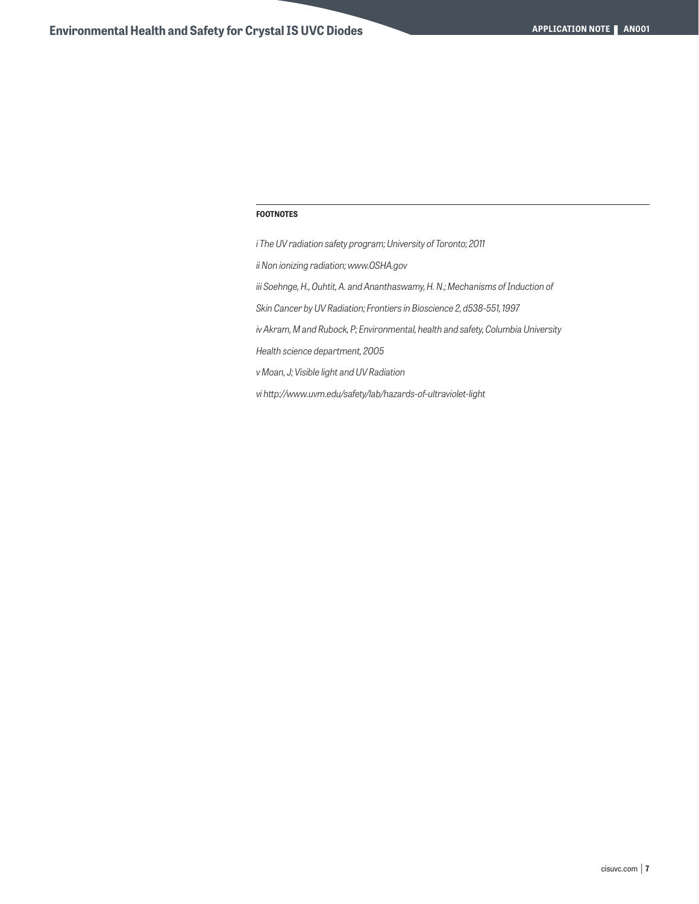**FOOTNOTES**

*i The UV radiation safety program; University of Toronto; 2011*

*ii Non ionizing radiation; www.OSHA.gov*

*iii Soehnge, H., Ouhtit, A. and Ananthaswamy, H. N.; Mechanisms of Induction of Skin Cancer by UV Radiation; Frontiers in Bioscience 2, d538-551, 1997*

*iv Akram, M and Rubock, P; Environmental, health and safety, Columbia University Health science department, 2005*

*v Moan, J; Visible light and UV Radiation*

*vi http://www.uvm.edu/safety/lab/hazards-of-ultraviolet-light*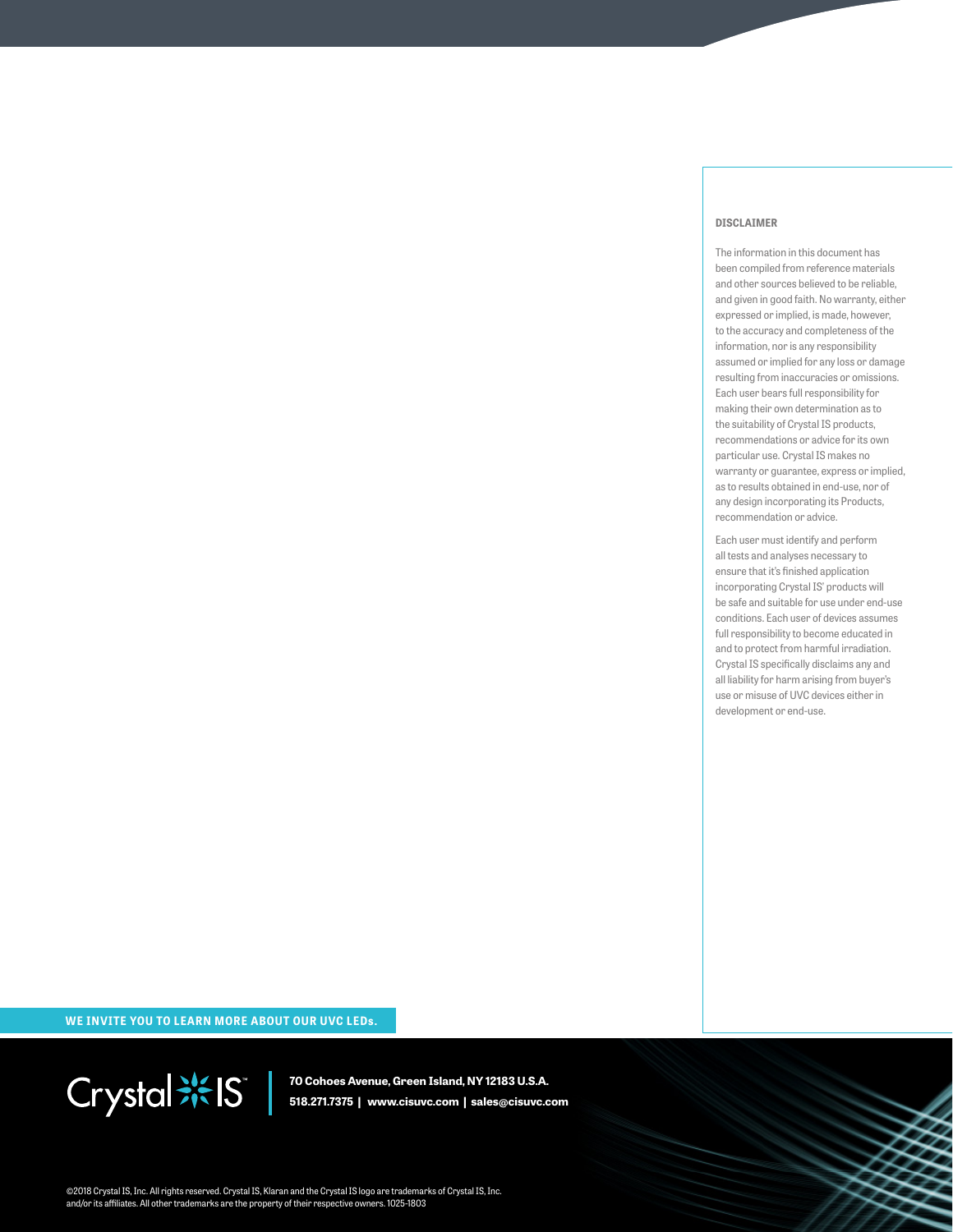## DISCLAIMER

The information in this document has been compiled from reference materials and other sources believed to be reliable, and given in good faith. No warranty, either expressed or implied, is made, however, to the accuracy and completeness of the information, nor is any responsibility assumed or implied for any loss or damage resulting from inaccuracies or omissions. Each user bears full responsibility for making their own determination as to the suitability of Crystal IS products, recommendations or advice for its own particular use. Crystal IS makes no warranty or guarantee, express or implied, as to results obtained in end-use, nor of any design incorporating its Products, recommendation or advice.

Each user must identify and perform all tests and analyses necessary to ensure that it's finished application incorporating Crystal IS' products will be safe and suitable for use under end-use conditions. Each user of devices assumes full responsibility to become educated in and to protect from harmful irradiation. Crystal IS specifically disclaims any and all liability for harm arising from buyer's use or misuse of UVC devices either in development or end-use.

**WE INVITE YOU TO LEARN MORE ABOUT OUR UVC LEDs.**

Crystal IS

**70 Cohoes Avenue, Green Island, NY 12183 U.S.A.**
**518.271.7375 | www.cisuvc.com | sales@cisuvc.com**

©2018 Crystal IS, Inc. All rights reserved. Crystal IS, Klaran and the Crystal IS logo are trademarks of Crystal IS, Inc. and/or its affiliates. All other trademarks are the property of their respective owners. 1025-1803